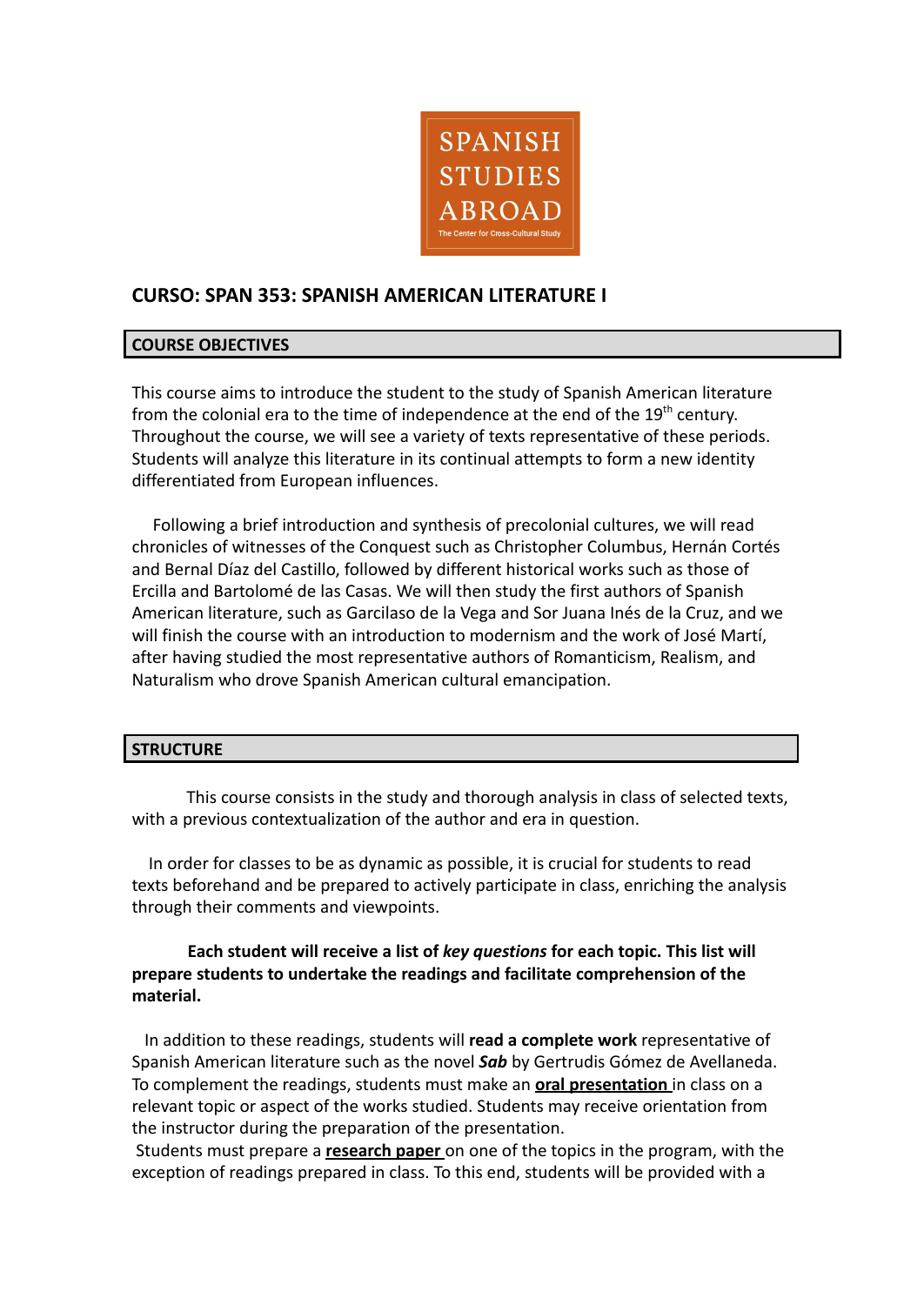# CURSO: SPAN 353: SPANISH AMERICAN LITERATURE I

## COURSE OBJECTIVES

This course aims to introduce the student to the study of Spanish American literature from the colonial era to the time of independence at the end of the 19th century. Throughout the course, we will see a variety of texts representative of these periods. Students will analyze this literature in its continual attempts to form a new identity differentiated from European influences.

Following a brief introduction and synthesis of precolonial cultures, we will read chronicles of witnesses of the Conquest such as Christopher Columbus, Hernán Cortés and Bernal Díaz del Castillo, followed by different historical works such as those of Ercilla and Bartolomé de las Casas. We will then study the first authors of Spanish American literature, such as Garcilaso de la Vega and Sor Juana Inés de la Cruz, and we will finish the course with an introduction to modernism and the work of José Martí, after having studied the most representative authors of Romanticism, Realism, and Naturalism who drove Spanish American cultural emancipation.

## STRUCTURE

This course consists in the study and thorough analysis in class of selected texts, with a previous contextualization of the author and era in question.

In order for classes to be as dynamic as possible, it is crucial for students to read texts beforehand and be prepared to actively participate in class, enriching the analysis through their comments and viewpoints.

**Each student will receive a list of *key questions* for each topic. This list will prepare students to undertake the readings and facilitate comprehension of the material.**

In addition to these readings, students will **read a complete work** representative of Spanish American literature such as the novel ***Sab*** by Gertrudis Gómez de Avellaneda. To complement the readings, students must make an **oral presentation** in class on a relevant topic or aspect of the works studied. Students may receive orientation from the instructor during the preparation of the presentation.

Students must prepare a **research paper** on one of the topics in the program, with the exception of readings prepared in class. To this end, students will be provided with a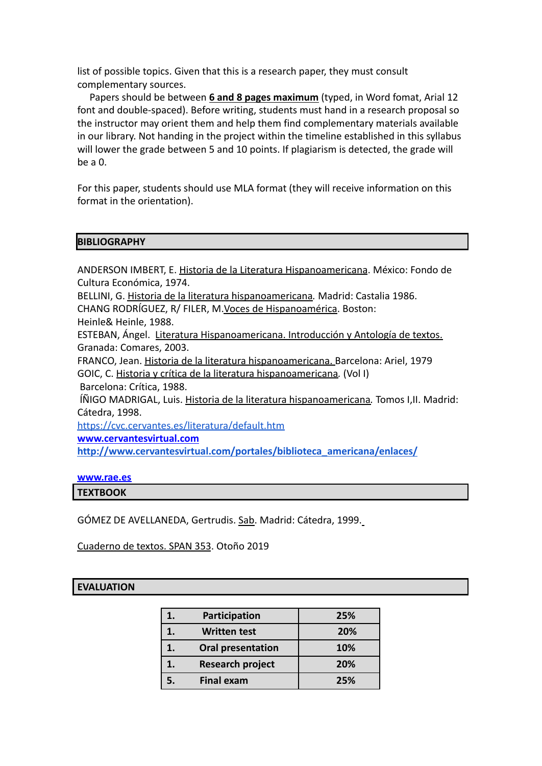list of possible topics. Given that this is a research paper, they must consult complementary sources.

Papers should be between **6 and 8 pages maximum** (typed, in Word fomat, Arial 12 font and double-spaced). Before writing, students must hand in a research proposal so the instructor may orient them and help them find complementary materials available in our library. Not handing in the project within the timeline established in this syllabus will lower the grade between 5 and 10 points. If plagiarism is detected, the grade will be a 0.

For this paper, students should use MLA format (they will receive information on this format in the orientation).

## BIBLIOGRAPHY

ANDERSON IMBERT, E. Historia de la Literatura Hispanoamericana. México: Fondo de Cultura Económica, 1974.
BELLINI, G. Historia de la literatura hispanoamericana. Madrid: Castalia 1986.
CHANG RODRÍGUEZ, R/ FILER, M. Voces de Hispanoamérica. Boston: Heinle& Heinle, 1988.
ESTEBAN, Ángel. Literatura Hispanoamericana. Introducción y Antología de textos. Granada: Comares, 2003.
FRANCO, Jean. Historia de la literatura hispanoamericana. Barcelona: Ariel, 1979
GOIC, C. Historia y crítica de la literatura hispanoamericana. (Vol I) Barcelona: Crítica, 1988.
ÍÑIGO MADRIGAL, Luis. Historia de la literatura hispanoamericana. Tomos I,II. Madrid: Cátedra, 1998.
https://cvc.cervantes.es/literatura/default.htm
**www.cervantesvirtual.com**
**http://www.cervantesvirtual.com/portales/biblioteca_americana/enlaces/**

**www.rae.es**

## TEXTBOOK

GÓMEZ DE AVELLANEDA, Gertrudis. Sab. Madrid: Cátedra, 1999.

Cuaderno de textos. SPAN 353. Otoño 2019

## EVALUATION

| | | |
|---|---|---|
| **1.** | **Participation** | **25%** |
| **1.** | **Written test** | **20%** |
| **1.** | **Oral presentation** | **10%** |
| **1.** | **Research project** | **20%** |
| **5.** | **Final exam** | **25%** |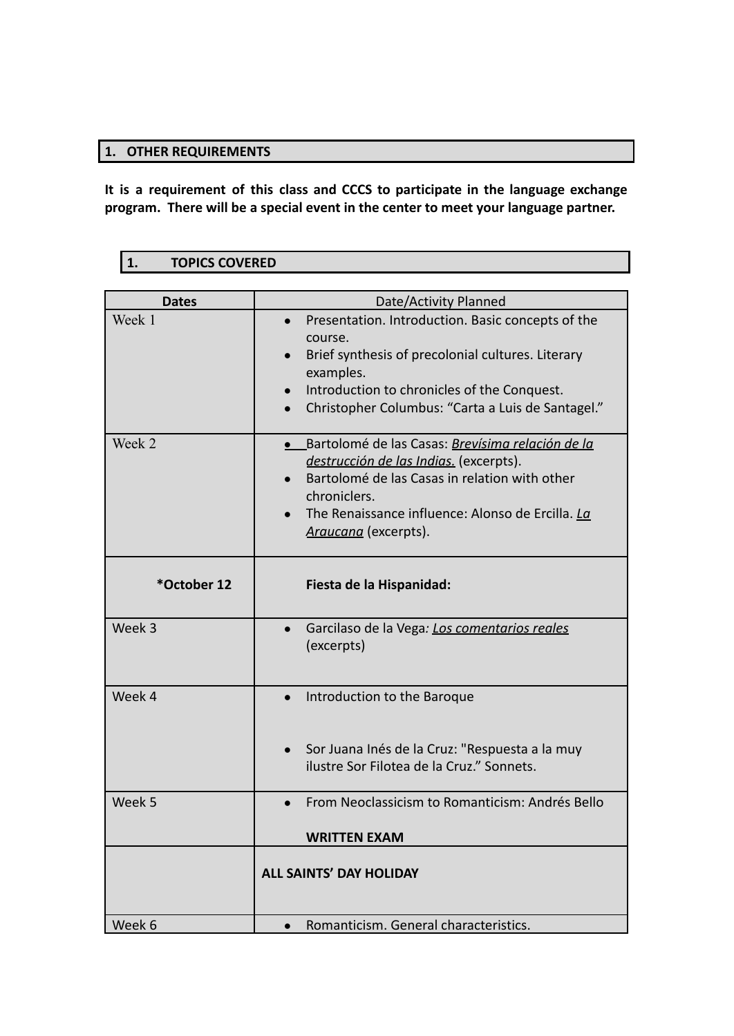## 1. OTHER REQUIREMENTS

**It is a requirement of this class and CCCS to participate in the language exchange program. There will be a special event in the center to meet your language partner.**

## 1. TOPICS COVERED

| Dates | Date/Activity Planned |
|---|---|
| Week 1 | • Presentation. Introduction. Basic concepts of the course.<br>• Brief synthesis of precolonial cultures. Literary examples.<br>• Introduction to chronicles of the Conquest.<br>• Christopher Columbus: "Carta a Luis de Santagel." |
| Week 2 | • Bartolomé de las Casas: *Brevísima relación de la destrucción de las Indias.* (excerpts).<br>• Bartolomé de las Casas in relation with other chroniclers.<br>• The Renaissance influence: Alonso de Ercilla. *La Araucana* (excerpts). |
| ***October 12** | **Fiesta de la Hispanidad:** |
| Week 3 | • Garcilaso de la Vega: *Los comentarios reales* (excerpts) |
| Week 4 | • Introduction to the Baroque<br>• Sor Juana Inés de la Cruz: "Respuesta a la muy ilustre Sor Filotea de la Cruz." Sonnets. |
| Week 5 | • From Neoclassicism to Romanticism: Andrés Bello<br>**WRITTEN EXAM** |
| | **ALL SAINTS' DAY HOLIDAY** |
| Week 6 | • Romanticism. General characteristics. |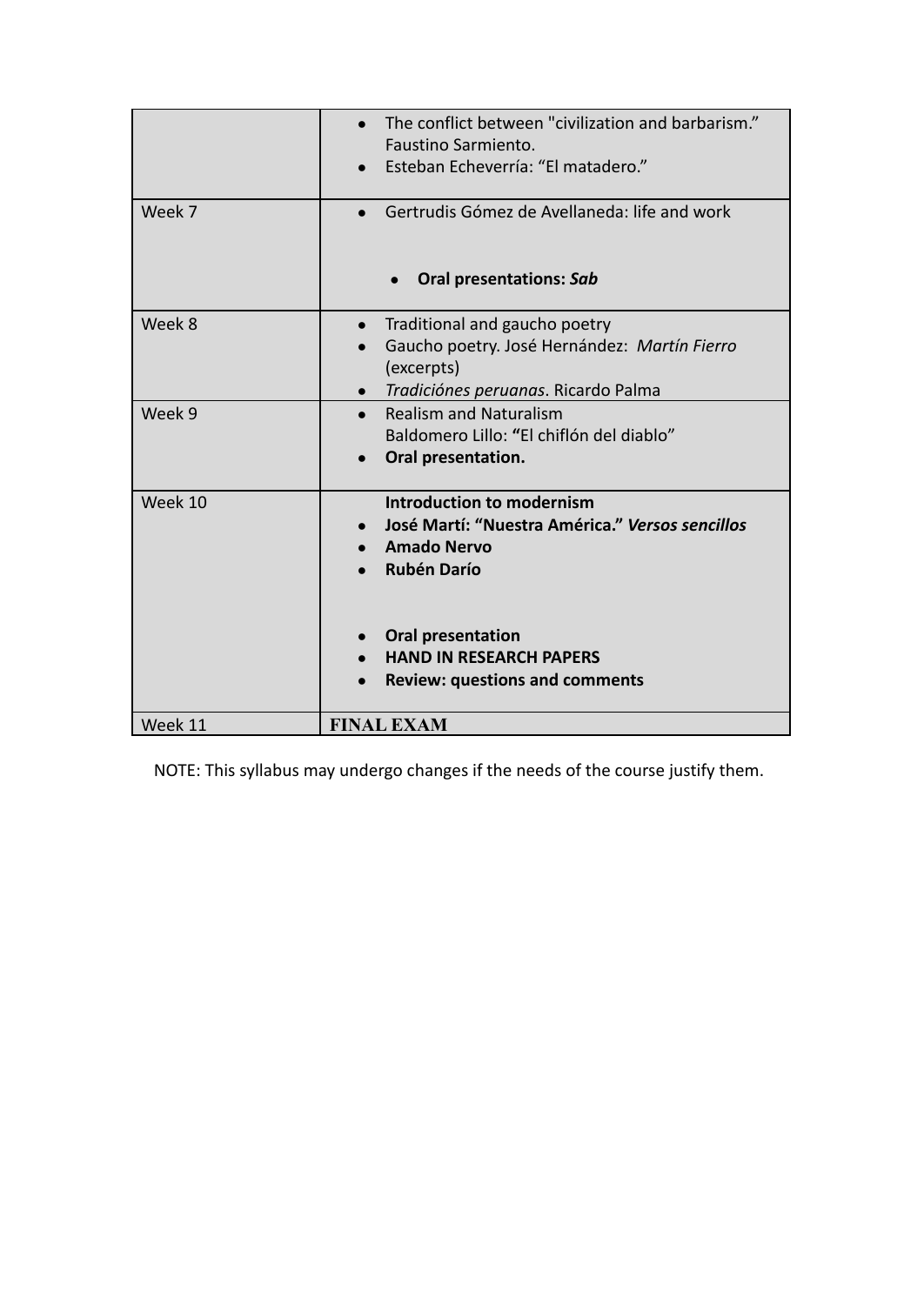| | |
|---|---|
| | • The conflict between "civilization and barbarism." Faustino Sarmiento.<br>• Esteban Echeverría: "El matadero." |
| Week 7 | • Gertrudis Gómez de Avellaneda: life and work<br><br>• **Oral presentations: *Sab*** |
| Week 8 | • Traditional and gaucho poetry<br>• Gaucho poetry. José Hernández: *Martín Fierro* (excerpts)<br>• *Tradiciónes peruanas*. Ricardo Palma |
| Week 9 | • Realism and Naturalism<br>Baldomero Lillo: **"**El chiflón del diablo"<br>• **Oral presentation.** |
| Week 10 | **Introduction to modernism**<br>• **José Martí: "Nuestra América."** ***Versos sencillos***<br>• **Amado Nervo**<br>• **Rubén Darío**<br><br>• **Oral presentation**<br>• **HAND IN RESEARCH PAPERS**<br>• **Review: questions and comments** |
| Week 11 | **FINAL EXAM** |

NOTE: This syllabus may undergo changes if the needs of the course justify them.